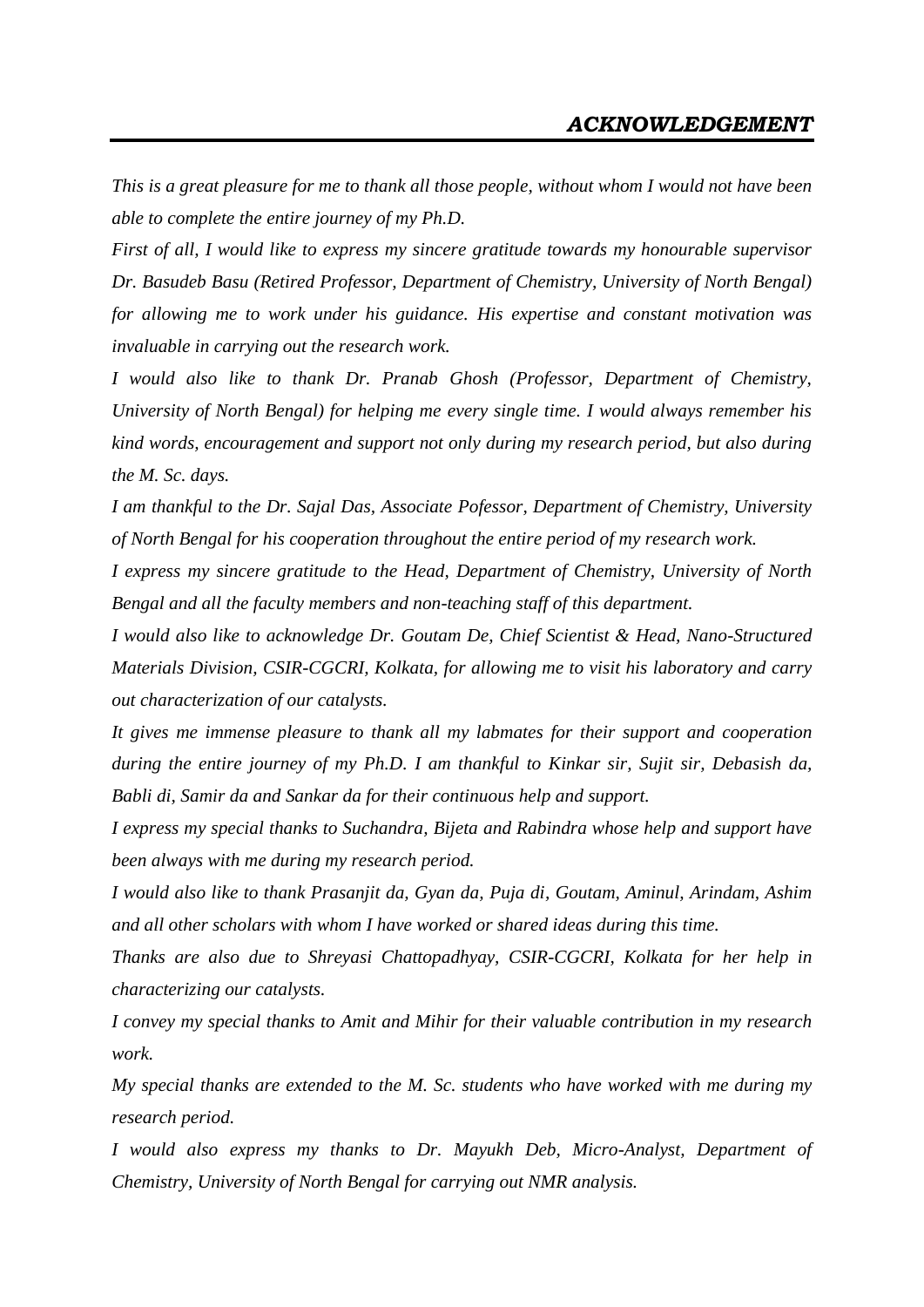## *ACKNOWLEDGEMENT*

*This is a great pleasure for me to thank all those people, without whom I would not have been able to complete the entire journey of my Ph.D.*

*First of all, I would like to express my sincere gratitude towards my honourable supervisor Dr. Basudeb Basu (Retired Professor, Department of Chemistry, University of North Bengal) for allowing me to work under his guidance. His expertise and constant motivation was invaluable in carrying out the research work.*

*I would also like to thank Dr. Pranab Ghosh (Professor, Department of Chemistry, University of North Bengal) for helping me every single time. I would always remember his kind words, encouragement and support not only during my research period, but also during the M. Sc. days.*

*I am thankful to the Dr. Sajal Das, Associate Pofessor, Department of Chemistry, University of North Bengal for his cooperation throughout the entire period of my research work.*

*I express my sincere gratitude to the Head, Department of Chemistry, University of North Bengal and all the faculty members and non-teaching staff of this department.*

*I would also like to acknowledge Dr. Goutam De, Chief Scientist & Head, Nano-Structured Materials Division, CSIR-CGCRI, Kolkata, for allowing me to visit his laboratory and carry out characterization of our catalysts.*

*It gives me immense pleasure to thank all my labmates for their support and cooperation during the entire journey of my Ph.D. I am thankful to Kinkar sir, Sujit sir, Debasish da, Babli di, Samir da and Sankar da for their continuous help and support.*

*I express my special thanks to Suchandra, Bijeta and Rabindra whose help and support have been always with me during my research period.*

*I would also like to thank Prasanjit da, Gyan da, Puja di, Goutam, Aminul, Arindam, Ashim and all other scholars with whom I have worked or shared ideas during this time.*

*Thanks are also due to Shreyasi Chattopadhyay, CSIR-CGCRI, Kolkata for her help in characterizing our catalysts.*

*I convey my special thanks to Amit and Mihir for their valuable contribution in my research work.*

*My special thanks are extended to the M. Sc. students who have worked with me during my research period.*

*I would also express my thanks to Dr. Mayukh Deb, Micro-Analyst, Department of Chemistry, University of North Bengal for carrying out NMR analysis.*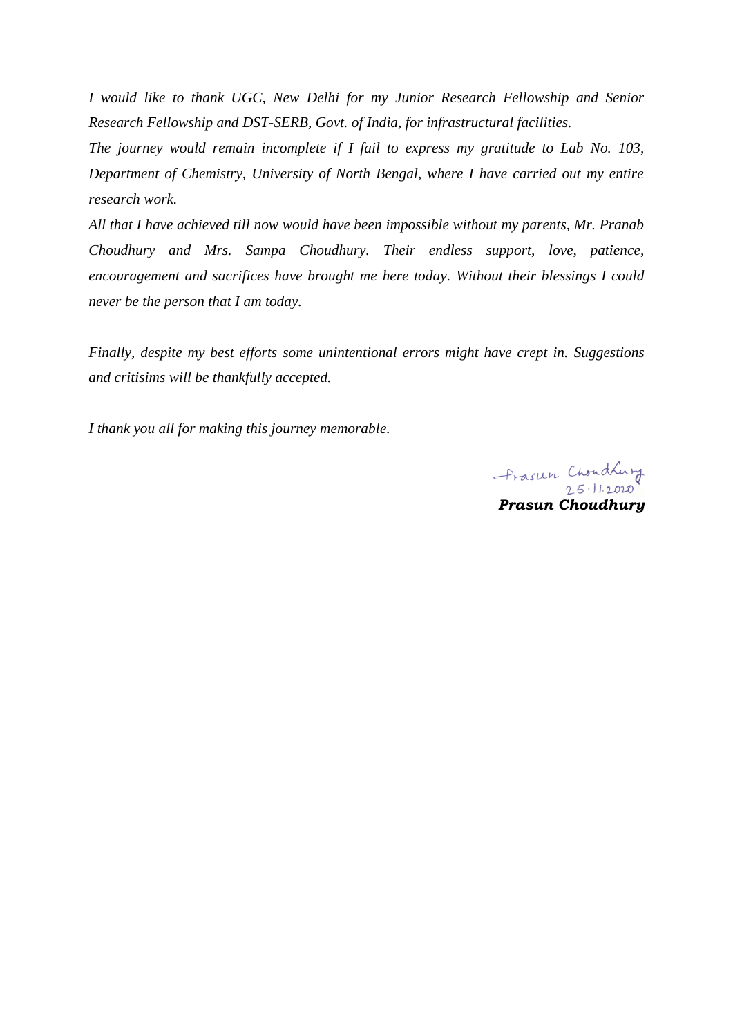*I would like to thank UGC, New Delhi for my Junior Research Fellowship and Senior Research Fellowship and DST-SERB, Govt. of India, for infrastructural facilities.*

*The journey would remain incomplete if I fail to express my gratitude to Lab No. 103, Department of Chemistry, University of North Bengal, where I have carried out my entire research work.*

*All that I have achieved till now would have been impossible without my parents, Mr. Pranab Choudhury and Mrs. Sampa Choudhury. Their endless support, love, patience, encouragement and sacrifices have brought me here today. Without their blessings I could never be the person that I am today.*

*Finally, despite my best efforts some unintentional errors might have crept in. Suggestions and critisims will be thankfully accepted.*

*I thank you all for making this journey memorable.*

Prasun Choudhury
25.11.2020

***Prasun Choudhury***